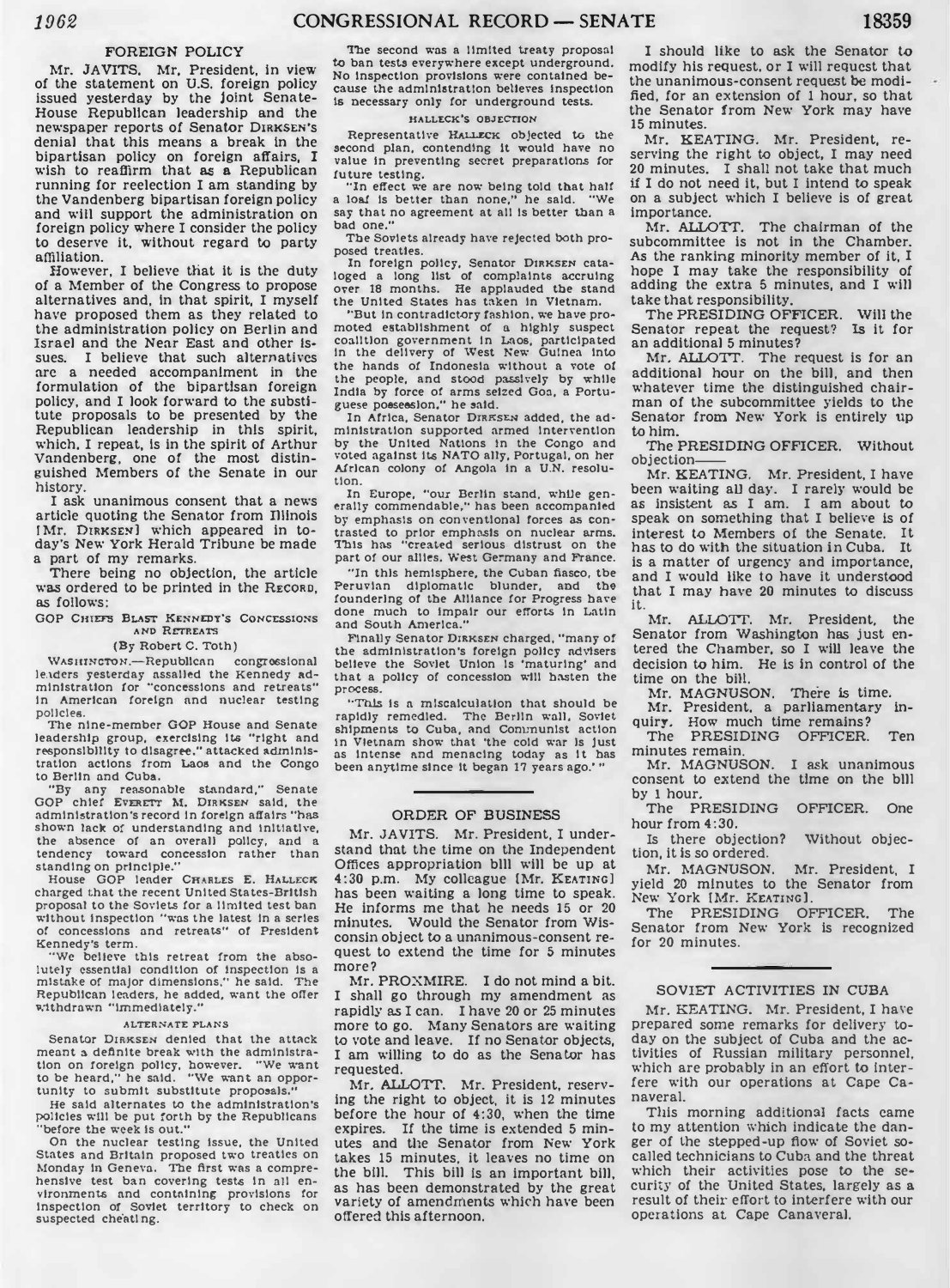## FOREIGN POLICY

Mr. JAVITS. Mr. President, in view of the statement on U.S. foreign policy issued yesterday by the joint Senate-House Republican leadership and the newspaper reports of Senator DIRKSEN's denial that this means a break in the bipartisan policy on foreign affairs, I wish to reaffirm that as a Republican running for reelection I am standing by the Vandenberg bipartisan foreign policy and will support the administration on foreign policy where I consider the policy to deserve it, without regard to party affiliation.

However, I believe that it is the duty of a Member of the Congress to propose alternatives and, in that spirit, I myself have proposed them as they related to the administration policy on Berlin and Israel and the Near East and other issues. I believe that such alternatives are a needed accompaniment in the formulation of the bipartisan foreign policy, and I look forward to the substitute proposals to be presented by the Republican leadership in this spirit, which, I repeat, is in the spirit of Arthur Vandenberg, one of the most distinguished Members of the Senate in our history.

I ask unanimous consent that a news article quoting the Senator from Illinois [Mr. DIRKSEN] which appeared in today's New York Herald Tribune be made a part of my remarks.

There being no objection, the article was ordered to be printed in the RECORD, as follows:

### GOP CHIEFS BLAST KENNEDY'S CONCESSIONS AND RETREATS

(By Robert C. Toth)

WASHINGTON.—Republican congressional leaders yesterday assailed the Kennedy administration for "concessions and retreats" in American foreign and nuclear testing policies.

The nine-member GOP House and Senate leadership group, exercising its "right and responsibility to disagree," attacked administration actions from Laos and the Congo to Berlin and Cuba.

"By any reasonable standard," Senate GOP chief EVERETT M. DIRKSEN said, the administration's record in foreign affairs "has shown lack of understanding and initiative, the absence of an overall policy, and a tendency toward concession rather than standing on principle."

House GOP leader CHARLES E. HALLECK charged that the recent United States-British proposal to the Soviets for a limited test ban without inspection "was the latest in a series of concessions and retreats" of President Kennedy's term.

"We believe this retreat from the absolutely essential condition of inspection is a mistake of major dimensions," he said. The Republican leaders, he added, want the offer withdrawn "immediately."

#### ALTERNATE PLANS

Senator DIRKSEN denied that the attack meant a definite break with the administration on foreign policy, however. "We want to be heard," he said. "We want an opportunity to submit substitute proposals."

He said alternates to the administration's policies will be put forth by the Republicans "before the week is out."

On the nuclear testing issue, the United States and Britain proposed two treaties on Monday in Geneva. The first was a comprehensive test ban covering tests in all environments and containing provisions for inspection of Soviet territory to check on suspected cheating.

The second was a limited treaty proposal to ban tests everywhere except underground. No inspection provisions were contained because the administration believes inspection is necessary only for underground tests.

#### HALLECK'S OBJECTION

Representative HALLECK objected to the second plan, contending it would have no value in preventing secret preparations for future testing.

"In effect we are now being told that half a loaf is better than none," he said. "We say that no agreement at all is better than a bad one."

The Soviets already have rejected both proposed treaties.

In foreign policy, Senator DIRKSEN cataloged a long list of complaints accruing over 18 months. He applauded the stand the United States has taken in Vietnam.

"But in contradictory fashion, we have promoted establishment of a highly suspect coalition government in Laos, participated in the delivery of West New Guinea into the hands of Indonesia without a vote of the people, and stood passively by while India by force of arms seized Goa, a Portuguese possession," he said.

In Africa, Senator DIRKSEN added, the administration supported armed intervention by the United Nations in the Congo and voted against its NATO ally, Portugal, on her African colony of Angola in a U.N. resolution.

In Europe, "our Berlin stand, while generally commendable," has been accompanied by emphasis on conventional forces as contrasted to prior emphasis on nuclear arms. This has "created serious distrust on the part of our allies, West Germany and France.

"In this hemisphere, the Cuban fiasco, the Peruvian diplomatic blunder, and the foundering of the Alliance for Progress have done much to impair our efforts in Latin and South America."

Finally Senator DIRKSEN charged, "many of the administration's foreign policy advisers believe the Soviet Union is 'maturing' and that a policy of concession will hasten the process.

"This is a miscalculation that should be rapidly remedied. The Berlin wall, Soviet shipments to Cuba, and Communist action in Vietnam show that 'the cold war is just as intense and menacing today as it has been anytime since it began 17 years ago.'"

## ORDER OF BUSINESS

Mr. JAVITS. Mr. President, I understand that the time on the Independent Offices appropriation bill will be up at 4:30 p.m. My colleague [Mr. KEATING] has been waiting a long time to speak. He informs me that he needs 15 or 20 minutes. Would the Senator from Wisconsin object to a unanimous-consent request to extend the time for 5 minutes more?

Mr. PROXMIRE. I do not mind a bit. I shall go through my amendment as rapidly as I can. I have 20 or 25 minutes more to go. Many Senators are waiting to vote and leave. If no Senator objects, I am willing to do as the Senator has requested.

Mr. ALLOTT. Mr. President, reserving the right to object, it is 12 minutes before the hour of 4:30, when the time expires. If the time is extended 5 minutes and the Senator from New York takes 15 minutes, it leaves no time on the bill. This bill is an important bill, as has been demonstrated by the great variety of amendments which have been offered this afternoon.

I should like to ask the Senator to modify his request, or I will request that the unanimous-consent request be modified, for an extension of 1 hour, so that the Senator from New York may have 15 minutes.

Mr. KEATING. Mr. President, reserving the right to object, I may need 20 minutes. I shall not take that much if I do not need it, but I intend to speak on a subject which I believe is of great importance.

Mr. ALLOTT. The chairman of the subcommittee is not in the Chamber. As the ranking minority member of it, I hope I may take the responsibility of adding the extra 5 minutes, and I will take that responsibility.

The PRESIDING OFFICER. Will the Senator repeat the request? Is it for an additional 5 minutes?

Mr. ALLOTT. The request is for an additional hour on the bill, and then whatever time the distinguished chairman of the subcommittee yields to the Senator from New York is entirely up to him.

The PRESIDING OFFICER. Without objection——

Mr. KEATING. Mr. President, I have been waiting all day. I rarely would be as insistent as I am. I am about to speak on something that I believe is of interest to Members of the Senate. It has to do with the situation in Cuba. It is a matter of urgency and importance, and I would like to have it understood that I may have 20 minutes to discuss it.

Mr. ALLOTT. Mr. President, the Senator from Washington has just entered the Chamber, so I will leave the decision to him. He is in control of the time on the bill.

Mr. MAGNUSON. There is time.

Mr. President, a parliamentary inquiry. How much time remains?

The PRESIDING OFFICER. Ten minutes remain.

Mr. MAGNUSON. I ask unanimous consent to extend the time on the bill by 1 hour.

The PRESIDING OFFICER. One hour from 4:30.

Is there objection? Without objection, it is so ordered.

Mr. MAGNUSON. Mr. President, I yield 20 minutes to the Senator from New York [Mr. KEATING].

The PRESIDING OFFICER. The Senator from New York is recognized for 20 minutes.

## SOVIET ACTIVITIES IN CUBA

Mr. KEATING. Mr. President, I have prepared some remarks for delivery today on the subject of Cuba and the activities of Russian military personnel, which are probably in an effort to interfere with our operations at Cape Canaveral.

This morning additional facts came to my attention which indicate the danger of the stepped-up flow of Soviet so-called technicians to Cuba and the threat which their activities pose to the security of the United States, largely as a result of their effort to interfere with our operations at Cape Canaveral.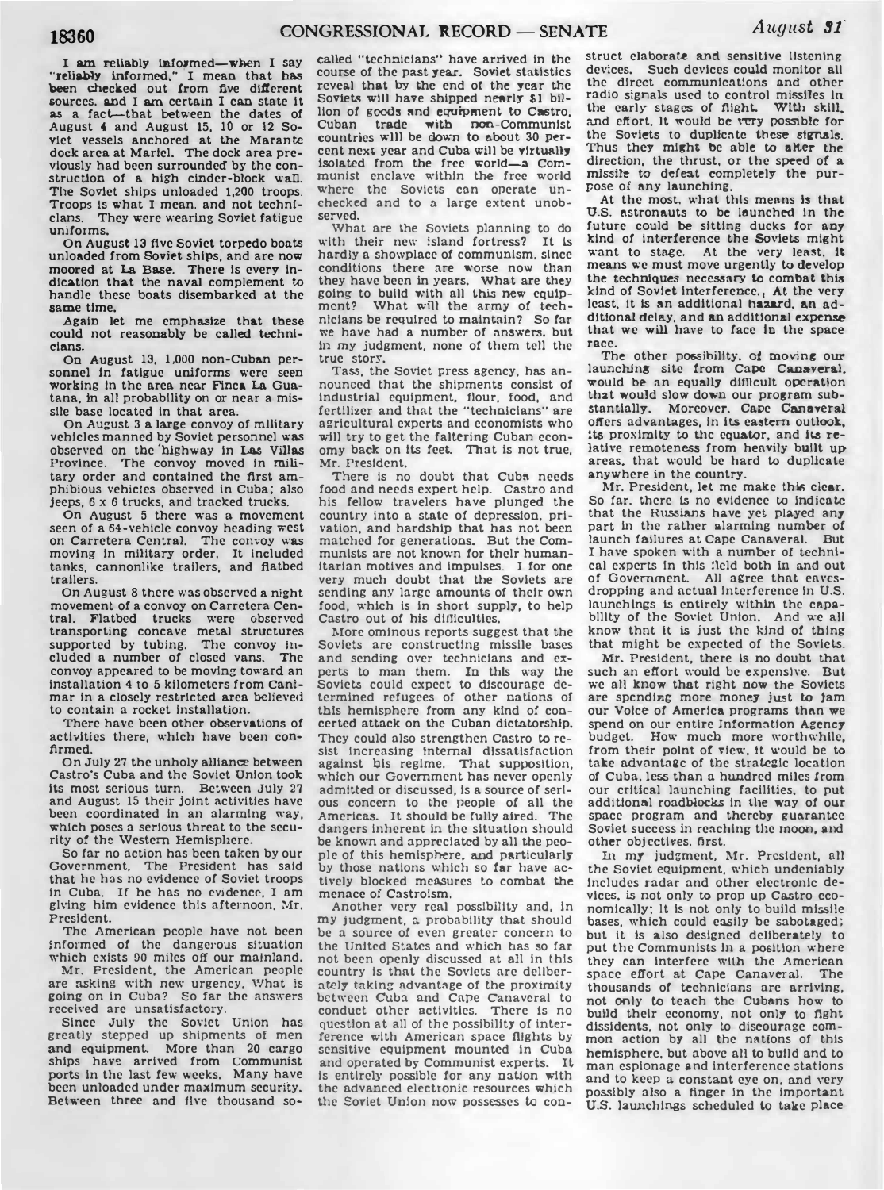I am reliably informed—when I say "reliably informed," I mean that has been checked out from five different sources, and I am certain I can state it as a fact—that between the dates of August 4 and August 15, 10 or 12 Soviet vessels anchored at the Marante dock area at Mariel. The dock area previously had been surrounded by the construction of a high cinder-block wall. The Soviet ships unloaded 1,200 troops. Troops is what I mean, and not technicians. They were wearing Soviet fatigue uniforms.

On August 13 five Soviet torpedo boats unloaded from Soviet ships, and are now moored at La Base. There is every indication that the naval complement to handle these boats disembarked at the same time.

Again let me emphasize that these could not reasonably be called technicians.

On August 13, 1,000 non-Cuban personnel in fatigue uniforms were seen working in the area near Finca La Guatana, in all probability on or near a missile base located in that area.

On August 3 a large convoy of military vehicles manned by Soviet personnel was observed on the highway in Las Villas Province. The convoy moved in military order and contained the first amphibious vehicles observed in Cuba; also jeeps, 6 x 6 trucks, and tracked trucks.

On August 5 there was a movement seen of a 64-vehicle convoy heading west on Carretera Central. The convoy was moving in military order. It included tanks, cannonlike trailers, and flatbed trailers.

On August 8 there was observed a night movement of a convoy on Carretera Central. Flatbed trucks were observed transporting concave metal structures supported by tubing. The convoy included a number of closed vans. The convoy appeared to be moving toward an installation 4 to 5 kilometers from Canimar in a closely restricted area believed to contain a rocket installation.

There have been other observations of activities there, which have been confirmed.

On July 27 the unholy alliance between Castro's Cuba and the Soviet Union took its most serious turn. Between July 27 and August 15 their joint activities have been coordinated in an alarming way, which poses a serious threat to the security of the Western Hemisphere.

So far no action has been taken by our Government. The President has said that he has no evidence of Soviet troops in Cuba. If he has no evidence, I am giving him evidence this afternoon, Mr. President.

The American people have not been informed of the dangerous situation which exists 90 miles off our mainland.

Mr. President, the American people are asking with new urgency, What is going on in Cuba? So far the answers received are unsatisfactory.

Since July the Soviet Union has greatly stepped up all shipments of men and equipment. More than 20 cargo ships have arrived from Communist ports in the last few weeks. Many have been unloaded under maximum security. Between three and five thousand so-called "technicians" have arrived in the course of the past year. Soviet statistics reveal that by the end of the year the Soviets will have shipped nearly $1 billion of goods and equipment to Castro. Cuban trade with non-Communist countries will be down to about 30 percent next year and Cuba will be virtually isolated from the free world—a Communist enclave within the free world where the Soviets can operate unchecked and to a large extent unobserved.

What are the Soviets planning to do with their new island fortress? It is hardly a showplace of communism, since conditions there are worse now than they have been in years. What are they going to build with all this new equipment? What will the army of technicians be required to maintain? So far we have had a number of answers, but in my judgment, none of them tell the true story.

Tass, the Soviet press agency, has announced that the shipments consist of industrial equipment, flour, food, and fertilizer and that the "technicians" are agricultural experts and economists who will try to get the faltering Cuban economy back on its feet. That is not true, Mr. President.

There is no doubt that Cuba needs food and needs expert help. Castro and his fellow travelers have plunged the country into a state of depression, privation, and hardship that has not been matched for generations. But the Communists are not known for their humanitarian motives and impulses. I for one very much doubt that the Soviets are sending any large amounts of their own food, which is in short supply, to help Castro out of his difficulties.

More ominous reports suggest that the Soviets are constructing missile bases and sending over technicians and experts to man them. In this way the Soviets could expect to discourage determined refugees of other nations of this hemisphere from any kind of concerted attack on the Cuban dictatorship. They could also strengthen Castro to resist increasing internal dissatisfaction against his regime. That supposition, which our Government has never openly admitted or discussed, is a source of serious concern to the people of all the Americas. It should be fully aired. The dangers inherent in the situation should be known and appreciated by all the people of this hemisphere, and particularly by those nations which so far have actively blocked measures to combat the menace of Castroism.

Another very real possibility and, in my judgment, a probability that should be a source of even greater concern to the United States and which has so far not been openly discussed at all in this country is that the Soviets are deliberately taking advantage of the proximity between Cuba and Cape Canaveral to conduct other activities. There is no question at all of the possibility of interference with American space flights by sensitive equipment mounted in Cuba and operated by Communist experts. It is entirely possible for any nation with the advanced electronic resources which the Soviet Union now possesses to construct elaborate and sensitive listening devices. Such devices could monitor all the direct communications and other radio signals used to control missiles in the early stages of flight. With skill, and effort, it would be very possible for the Soviets to duplicate these signals. Thus they might be able to alter the direction, the thrust, or the speed of a missile to defeat completely the purpose of any launching.

At the most, what this means is that U.S. astronauts to be launched in the future could be sitting ducks for any kind of interference the Soviets might want to stage. At the very least, it means we must move urgently to develop the techniques necessary to combat this kind of Soviet interference. At the very least, it is an additional hazard, an additional delay, and an additional expense that we will have to face in the space race.

The other possibility, of moving our launching site from Cape Canaveral, would be an equally difficult operation that would slow down our program substantially. Moreover, Cape Canaveral offers advantages, in its eastern outlook, its proximity to the equator, and its relative remoteness from heavily built up areas, that would be hard to duplicate anywhere in the country.

Mr. President, let me make this clear. So far, there is no evidence to indicate that the Russians have yet played any part in the rather alarming number of launch failures at Cape Canaveral. But I have spoken with a number of technical experts in this field both in and out of Government. All agree that eavesdropping and actual interference in U.S. launchings is entirely within the capability of the Soviet Union. And we all know that it is just the kind of thing that might be expected of the Soviets.

Mr. President, there is no doubt that such an effort would be expensive. But we all know that right now the Soviets are spending more money just to jam our Voice of America programs than we spend on our entire Information Agency budget. How much more worthwhile, from their point of view, it would be to take advantage of the strategic location of Cuba, less than a hundred miles from our critical launching facilities, to put additional roadblocks in the way of our space program and thereby guarantee Soviet success in reaching the moon, and other objectives, first.

In my judgment, Mr. President, all the Soviet equipment, which undeniably includes radar and other electronic devices, is not only to prop up Castro economically; it is not only to build missile bases, which could easily be sabotaged; but it is also designed deliberately to put the Communists in a position where they can interfere with the American space effort at Cape Canaveral. The thousands of technicians are arriving, not only to teach the Cubans how to build their economy, not only to fight dissidents, not only to discourage common action by all the nations of this hemisphere, but above all to build and to man espionage and interference stations and to keep a constant eye on, and very possibly also a finger in the important U.S. launchings scheduled to take place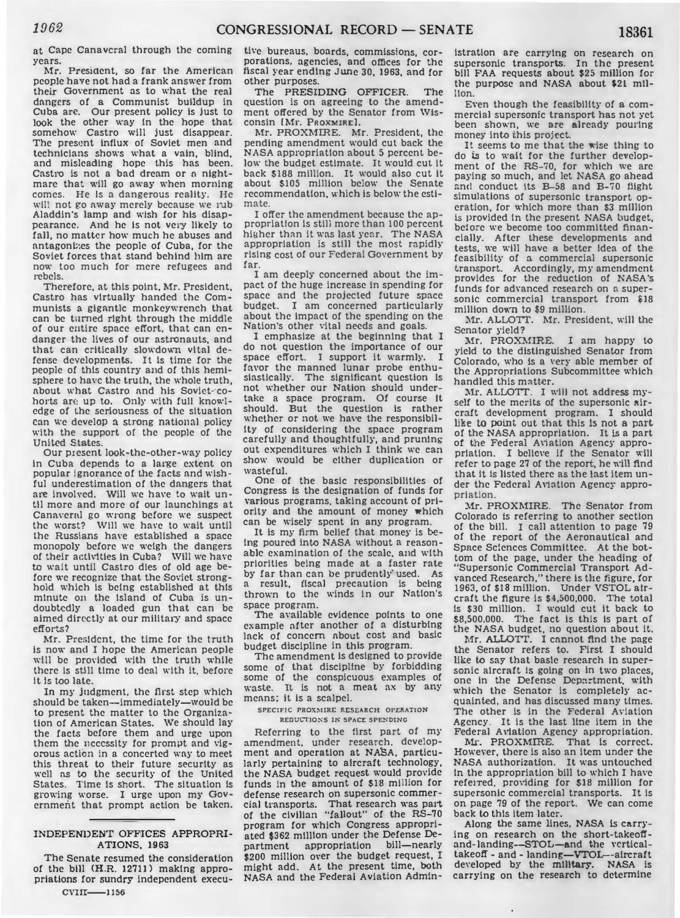at Cape Canaveral through the coming years.

Mr. President, so far the American people have not had a frank answer from their Government as to what the real dangers of a Communist buildup in Cuba are. Our present policy is just to look the other way in the hope that somehow Castro will just disappear. The present influx of Soviet men and technicians shows what a vain, blind, and misleading hope this has been. Castro is not a bad dream or a nightmare that will go away when morning comes. He is a dangerous reality. He will not go away merely because we rub Aladdin's lamp and wish for his disappearance. And he is not very likely to fall, no matter how much he abuses and antagonizes the people of Cuba, for the Soviet forces that stand behind him are now too much for mere refugees and rebels.

Therefore, at this point, Mr. President, Castro has virtually handed the Communists a gigantic monkeywrench that can be turned right through the middle of our entire space effort, that can endanger the lives of our astronauts, and that can critically slowdown vital defense developments. It is time for the people of this country and of this hemisphere to have the truth, the whole truth, about what Castro and his Soviet cohorts are up to. Only with full knowledge of the seriousness of the situation can we develop a strong national policy with the support of the people of the United States.

Our present look-the-other-way policy in Cuba depends to a large extent on popular ignorance of the facts and wishful underestimation of the dangers that are involved. Will we have to wait until more and more of our launchings at Canaveral go wrong before we suspect the worst? Will we have to wait until the Russians have established a space monopoly before we weigh the dangers of their activities in Cuba? Will we have to wait until Castro dies of old age before we recognize that the Soviet stronghold which is being established at this minute on the island of Cuba is undoubtedly a loaded gun that can be aimed directly at our military and space efforts?

Mr. President, the time for the truth is now and I hope the American people will be provided with the truth while there is still time to deal with it, before it is too late.

In my judgment, the first step which should be taken—immediately—would be to present the matter to the Organization of American States. We should lay the facts before them and urge upon them the necessity for prompt and vigorous action in a concerted way to meet this threat to their future security as well as to the security of the United States. Time is short. The situation is growing worse. I urge upon my Government that prompt action be taken.

---

## INDEPENDENT OFFICES APPROPRIATIONS, 1963

The Senate resumed the consideration of the bill (H.R. 12711) making appropriations for sundry independent executive bureaus, boards, commissions, corporations, agencies, and offices for the fiscal year ending June 30, 1963, and for other purposes.

The PRESIDING OFFICER. The question is on agreeing to the amendment offered by the Senator from Wisconsin [Mr. PROXMIRE].

Mr. PROXMIRE. Mr. President, the pending amendment would cut back the NASA appropriation about 5 percent below the budget estimate. It would cut it back $188 million. It would also cut it about $105 million below the Senate recommendation, which is below the estimate.

I offer the amendment because the appropriation is still more than 100 percent higher than it was last year. The NASA appropriation is still the most rapidly rising cost of our Federal Government by far.

I am deeply concerned about the impact of the huge increase in spending for space and the projected future space budget. I am concerned particularly about the impact of the spending on the Nation's other vital needs and goals.

I emphasize at the beginning that I do not question the importance of our space effort. I support it warmly. I favor the manned lunar probe enthusiastically. The significant question is not whether our Nation should undertake a space program. Of course it should. But the question is rather whether or not we have the responsibility of considering the space program carefully and thoughtfully, and pruning out expenditures which I think we can show would be either duplication or wasteful.

One of the basic responsibilities of Congress is the designation of funds for various programs, taking account of priority and the amount of money which can be wisely spent in any program.

It is my firm belief that money is being poured into NASA without a reasonable examination of the scale, and with priorities being made at a faster rate by far than can be prudently used. As a result, fiscal precaution is being thrown to the winds in our Nation's space program.

The available evidence points to one example after another of a disturbing lack of concern about cost and basic budget discipline in this program.

The amendment is designed to provide some of that discipline by forbidding some of the conspicuous examples of waste. It is not a meat ax by any means; it is a scalpel.

### SPECIFIC PROXMIRE RESEARCH OPERATION REDUCTIONS IN SPACE SPENDING

Referring to the first part of my amendment, under research, development and operation at NASA, particularly pertaining to aircraft technology, the NASA budget request would provide funds in the amount of $18 million for defense research on supersonic commercial transports. That research was part of the civilian "fallout" of the RS-70 program for which Congress appropriated $362 million under the Defense Department appropriation bill—nearly $200 million over the budget request, I might add. At the present time, both NASA and the Federal Aviation Administration are carrying on research on supersonic transports. In the present bill FAA requests about $25 million for the purpose and NASA about $21 million.

Even though the feasibility of a commercial supersonic transport has not yet been shown, we are already pouring money into this project.

It seems to me that the wise thing to do is to wait for the further development of the RS-70, for which we are paying so much, and let NASA go ahead and conduct its B-58 and B-70 flight simulations of supersonic transport operation, for which more than $3 million is provided in the present NASA budget, before we become too committed financially. After these developments and tests, we will have a better idea of the feasibility of a commercial supersonic transport. Accordingly, my amendment provides for the reduction of NASA's funds for advanced research on a supersonic commercial transport from $18 million down to $9 million.

Mr. ALLOTT. Mr. President, will the Senator yield?

Mr. PROXMIRE. I am happy to yield to the distinguished Senator from Colorado, who is a very able member of the Appropriations Subcommittee which handled this matter.

Mr. ALLOTT. I will not address myself to the merits of the supersonic aircraft development program. I should like to point out that this is not a part of the NASA appropriation. It is a part of the Federal Aviation Agency appropriation. I believe if the Senator will refer to page 27 of the report, he will find that it is listed there as the last item under the Federal Aviation Agency appropriation.

Mr. PROXMIRE. The Senator from Colorado is referring to another section of the bill. I call attention to page 79 of the report of the Aeronautical and Space Sciences Committee. At the bottom of the page, under the heading of "Supersonic Commercial Transport Advanced Research," there is the figure, for 1963, of $18 million. Under VSTOL aircraft the figure is $4,500,000. The total is $30 million. I would cut it back to $8,500,000. The fact is this is part of the NASA budget, no question about it.

Mr. ALLOTT. I cannot find the page the Senator refers to. First I should like to say that basic research in supersonic aircraft is going on in two places, one in the Defense Department, with which the Senator is completely acquainted, and has discussed many times. The other is in the Federal Aviation Agency. It is the last line item in the Federal Aviation Agency appropriation.

Mr. PROXMIRE. That is correct. However, there is also an item under the NASA authorization. It was untouched in the appropriation bill to which I have referred, providing for $18 million for supersonic commercial transports. It is on page 79 of the report. We can come back to this item later.

Along the same lines, NASA is carrying on research on the short-takeoff-and-landing—STOL—and the vertical-takeoff - and - landing—VTOL—aircraft developed by the military. NASA is carrying on the research to determine

CVIII——1156